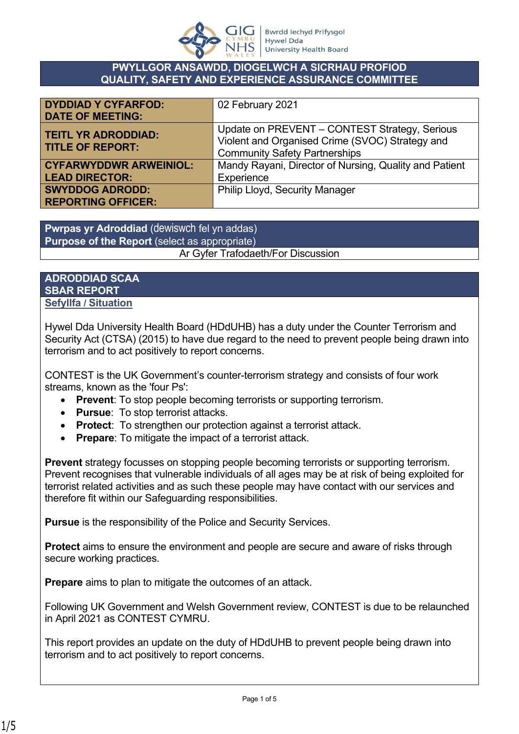Bwrdd Iechyd Prifysgol Hywel Dda University Health Board

**PWYLLGOR ANSAWDD, DIOGELWCH A SICRHAU PROFIOD**
**QUALITY, SAFETY AND EXPERIENCE ASSURANCE COMMITTEE**

| | |
|---|---|
| **DYDDIAD Y CYFARFOD: DATE OF MEETING:** | 02 February 2021 |
| **TEITL YR ADRODDIAD: TITLE OF REPORT:** | Update on PREVENT – CONTEST Strategy, Serious Violent and Organised Crime (SVOC) Strategy and Community Safety Partnerships |
| **CYFARWYDDWR ARWEINIOL: LEAD DIRECTOR:** | Mandy Rayani, Director of Nursing, Quality and Patient Experience |
| **SWYDDOG ADRODD: REPORTING OFFICER:** | Philip Lloyd, Security Manager |

| **Pwrpas yr Adroddiad** (dewiswch fel yn addas) **Purpose of the Report** (select as appropriate) |
|---|
| Ar Gyfer Trafodaeth/For Discussion |

**ADRODDIAD SCAA**
**SBAR REPORT**

**Sefyllfa / Situation**

Hywel Dda University Health Board (HDdUHB) has a duty under the Counter Terrorism and Security Act (CTSA) (2015) to have due regard to the need to prevent people being drawn into terrorism and to act positively to report concerns.

CONTEST is the UK Government's counter-terrorism strategy and consists of four work streams, known as the 'four Ps':

- **Prevent**: To stop people becoming terrorists or supporting terrorism.
- **Pursue**: To stop terrorist attacks.
- **Protect**: To strengthen our protection against a terrorist attack.
- **Prepare**: To mitigate the impact of a terrorist attack.

**Prevent** strategy focusses on stopping people becoming terrorists or supporting terrorism. Prevent recognises that vulnerable individuals of all ages may be at risk of being exploited for terrorist related activities and as such these people may have contact with our services and therefore fit within our Safeguarding responsibilities.

**Pursue** is the responsibility of the Police and Security Services.

**Protect** aims to ensure the environment and people are secure and aware of risks through secure working practices.

**Prepare** aims to plan to mitigate the outcomes of an attack.

Following UK Government and Welsh Government review, CONTEST is due to be relaunched in April 2021 as CONTEST CYMRU.

This report provides an update on the duty of HDdUHB to prevent people being drawn into terrorism and to act positively to report concerns.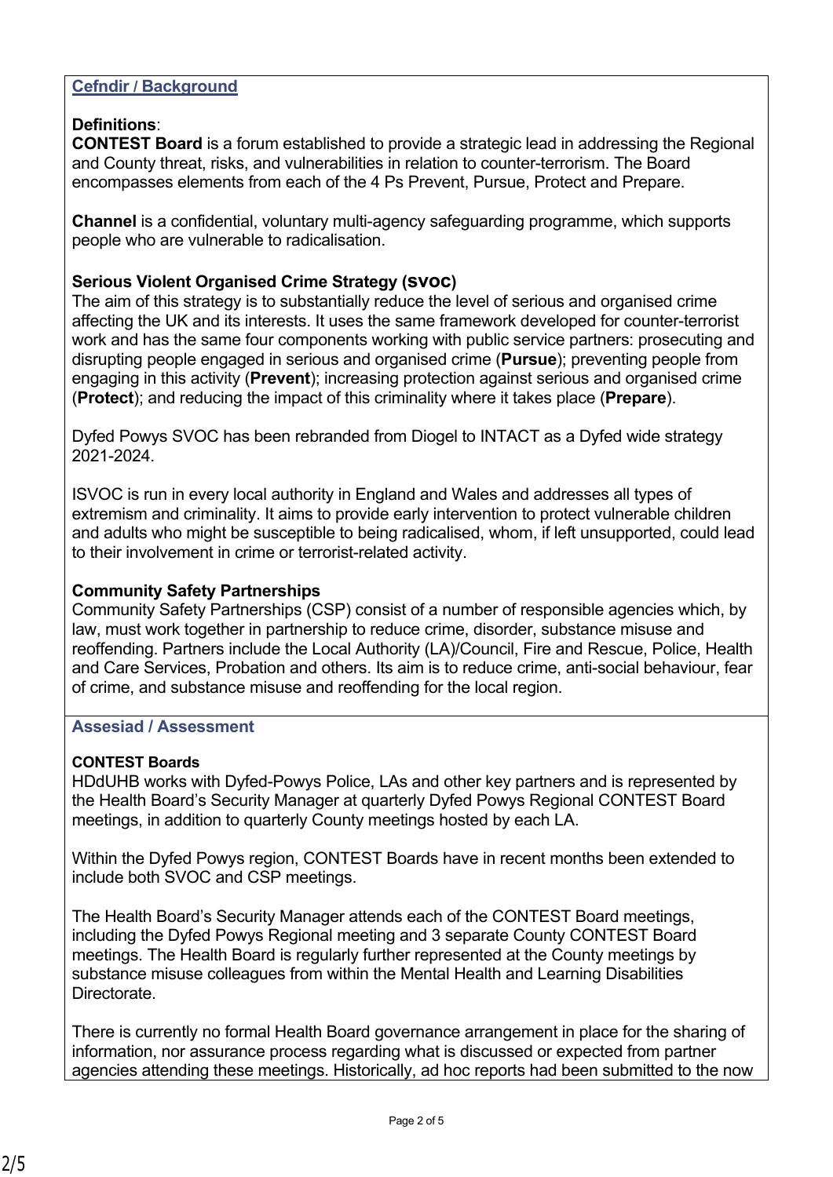## Cefndir / Background

**Definitions**:

**CONTEST Board** is a forum established to provide a strategic lead in addressing the Regional and County threat, risks, and vulnerabilities in relation to counter-terrorism. The Board encompasses elements from each of the 4 Ps Prevent, Pursue, Protect and Prepare.

**Channel** is a confidential, voluntary multi-agency safeguarding programme, which supports people who are vulnerable to radicalisation.

**Serious Violent Organised Crime Strategy (SVOC)**

The aim of this strategy is to substantially reduce the level of serious and organised crime affecting the UK and its interests. It uses the same framework developed for counter-terrorist work and has the same four components working with public service partners: prosecuting and disrupting people engaged in serious and organised crime (**Pursue**); preventing people from engaging in this activity (**Prevent**); increasing protection against serious and organised crime (**Protect**); and reducing the impact of this criminality where it takes place (**Prepare**).

Dyfed Powys SVOC has been rebranded from Diogel to INTACT as a Dyfed wide strategy 2021-2024.

ISVOC is run in every local authority in England and Wales and addresses all types of extremism and criminality. It aims to provide early intervention to protect vulnerable children and adults who might be susceptible to being radicalised, whom, if left unsupported, could lead to their involvement in crime or terrorist-related activity.

**Community Safety Partnerships**

Community Safety Partnerships (CSP) consist of a number of responsible agencies which, by law, must work together in partnership to reduce crime, disorder, substance misuse and reoffending. Partners include the Local Authority (LA)/Council, Fire and Rescue, Police, Health and Care Services, Probation and others. Its aim is to reduce crime, anti-social behaviour, fear of crime, and substance misuse and reoffending for the local region.

## Assesiad / Assessment

**CONTEST Boards**

HDdUHB works with Dyfed-Powys Police, LAs and other key partners and is represented by the Health Board's Security Manager at quarterly Dyfed Powys Regional CONTEST Board meetings, in addition to quarterly County meetings hosted by each LA.

Within the Dyfed Powys region, CONTEST Boards have in recent months been extended to include both SVOC and CSP meetings.

The Health Board's Security Manager attends each of the CONTEST Board meetings, including the Dyfed Powys Regional meeting and 3 separate County CONTEST Board meetings. The Health Board is regularly further represented at the County meetings by substance misuse colleagues from within the Mental Health and Learning Disabilities Directorate.

There is currently no formal Health Board governance arrangement in place for the sharing of information, nor assurance process regarding what is discussed or expected from partner agencies attending these meetings. Historically, ad hoc reports had been submitted to the now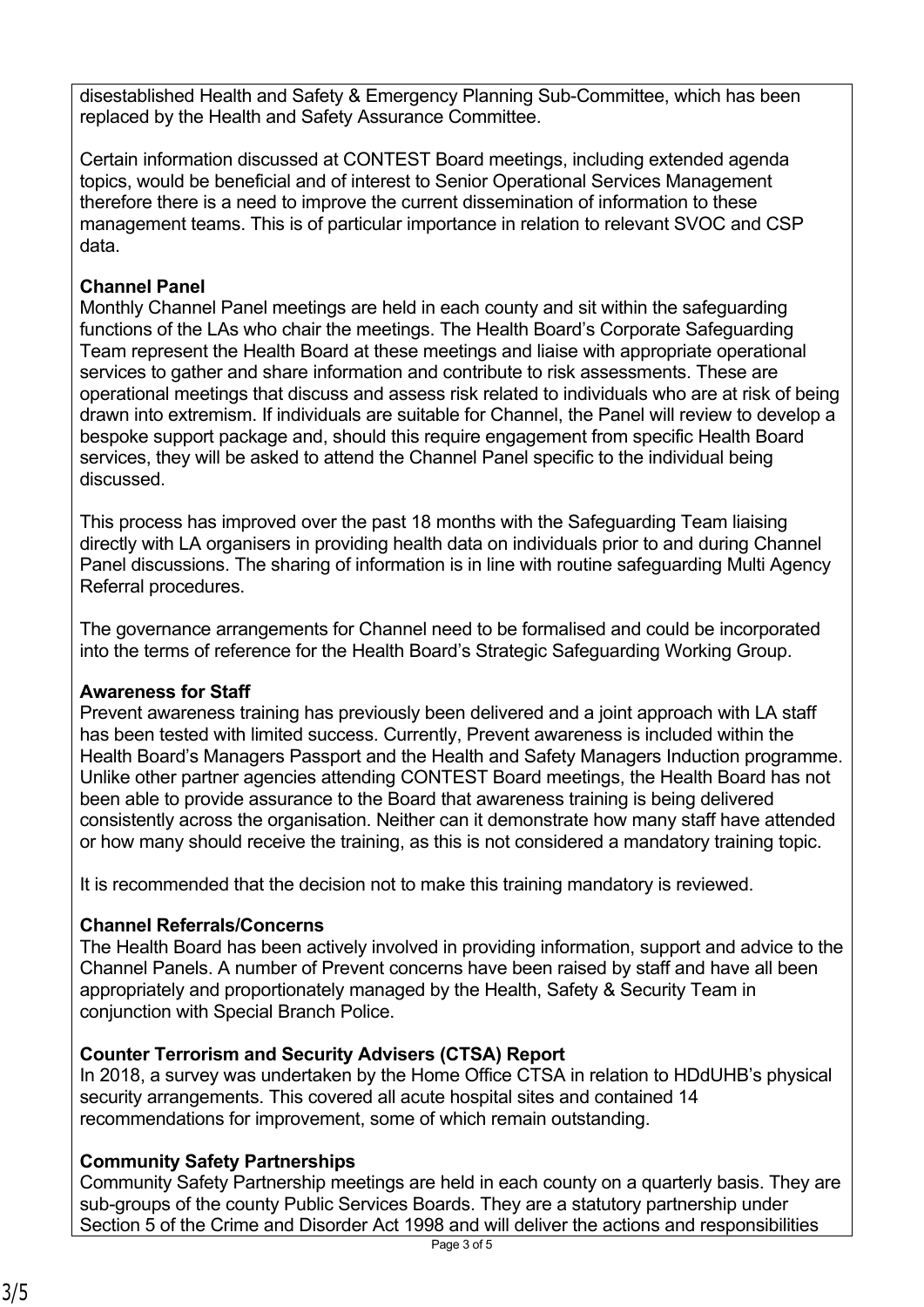disestablished Health and Safety & Emergency Planning Sub-Committee, which has been replaced by the Health and Safety Assurance Committee.

Certain information discussed at CONTEST Board meetings, including extended agenda topics, would be beneficial and of interest to Senior Operational Services Management therefore there is a need to improve the current dissemination of information to these management teams. This is of particular importance in relation to relevant SVOC and CSP data.

**Channel Panel**

Monthly Channel Panel meetings are held in each county and sit within the safeguarding functions of the LAs who chair the meetings. The Health Board's Corporate Safeguarding Team represent the Health Board at these meetings and liaise with appropriate operational services to gather and share information and contribute to risk assessments. These are operational meetings that discuss and assess risk related to individuals who are at risk of being drawn into extremism. If individuals are suitable for Channel, the Panel will review to develop a bespoke support package and, should this require engagement from specific Health Board services, they will be asked to attend the Channel Panel specific to the individual being discussed.

This process has improved over the past 18 months with the Safeguarding Team liaising directly with LA organisers in providing health data on individuals prior to and during Channel Panel discussions. The sharing of information is in line with routine safeguarding Multi Agency Referral procedures.

The governance arrangements for Channel need to be formalised and could be incorporated into the terms of reference for the Health Board's Strategic Safeguarding Working Group.

**Awareness for Staff**

Prevent awareness training has previously been delivered and a joint approach with LA staff has been tested with limited success. Currently, Prevent awareness is included within the Health Board's Managers Passport and the Health and Safety Managers Induction programme. Unlike other partner agencies attending CONTEST Board meetings, the Health Board has not been able to provide assurance to the Board that awareness training is being delivered consistently across the organisation. Neither can it demonstrate how many staff have attended or how many should receive the training, as this is not considered a mandatory training topic.

It is recommended that the decision not to make this training mandatory is reviewed.

**Channel Referrals/Concerns**

The Health Board has been actively involved in providing information, support and advice to the Channel Panels. A number of Prevent concerns have been raised by staff and have all been appropriately and proportionately managed by the Health, Safety & Security Team in conjunction with Special Branch Police.

**Counter Terrorism and Security Advisers (CTSA) Report**

In 2018, a survey was undertaken by the Home Office CTSA in relation to HDdUHB's physical security arrangements. This covered all acute hospital sites and contained 14 recommendations for improvement, some of which remain outstanding.

**Community Safety Partnerships**

Community Safety Partnership meetings are held in each county on a quarterly basis. They are sub-groups of the county Public Services Boards. They are a statutory partnership under Section 5 of the Crime and Disorder Act 1998 and will deliver the actions and responsibilities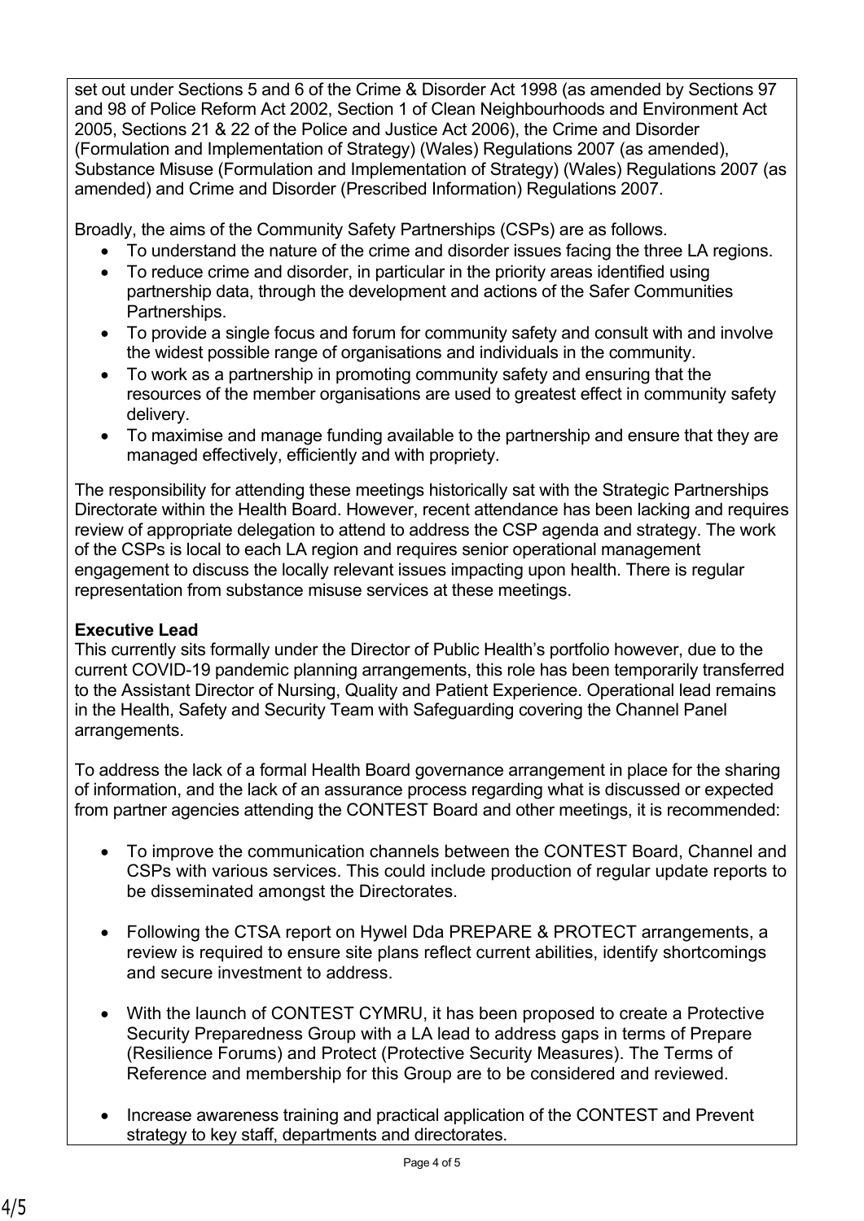set out under Sections 5 and 6 of the Crime & Disorder Act 1998 (as amended by Sections 97 and 98 of Police Reform Act 2002, Section 1 of Clean Neighbourhoods and Environment Act 2005, Sections 21 & 22 of the Police and Justice Act 2006), the Crime and Disorder (Formulation and Implementation of Strategy) (Wales) Regulations 2007 (as amended), Substance Misuse (Formulation and Implementation of Strategy) (Wales) Regulations 2007 (as amended) and Crime and Disorder (Prescribed Information) Regulations 2007.

Broadly, the aims of the Community Safety Partnerships (CSPs) are as follows.

- To understand the nature of the crime and disorder issues facing the three LA regions.
- To reduce crime and disorder, in particular in the priority areas identified using partnership data, through the development and actions of the Safer Communities Partnerships.
- To provide a single focus and forum for community safety and consult with and involve the widest possible range of organisations and individuals in the community.
- To work as a partnership in promoting community safety and ensuring that the resources of the member organisations are used to greatest effect in community safety delivery.
- To maximise and manage funding available to the partnership and ensure that they are managed effectively, efficiently and with propriety.

The responsibility for attending these meetings historically sat with the Strategic Partnerships Directorate within the Health Board. However, recent attendance has been lacking and requires review of appropriate delegation to attend to address the CSP agenda and strategy. The work of the CSPs is local to each LA region and requires senior operational management engagement to discuss the locally relevant issues impacting upon health. There is regular representation from substance misuse services at these meetings.

**Executive Lead**
This currently sits formally under the Director of Public Health's portfolio however, due to the current COVID-19 pandemic planning arrangements, this role has been temporarily transferred to the Assistant Director of Nursing, Quality and Patient Experience. Operational lead remains in the Health, Safety and Security Team with Safeguarding covering the Channel Panel arrangements.

To address the lack of a formal Health Board governance arrangement in place for the sharing of information, and the lack of an assurance process regarding what is discussed or expected from partner agencies attending the CONTEST Board and other meetings, it is recommended:

- To improve the communication channels between the CONTEST Board, Channel and CSPs with various services. This could include production of regular update reports to be disseminated amongst the Directorates.

- Following the CTSA report on Hywel Dda PREPARE & PROTECT arrangements, a review is required to ensure site plans reflect current abilities, identify shortcomings and secure investment to address.

- With the launch of CONTEST CYMRU, it has been proposed to create a Protective Security Preparedness Group with a LA lead to address gaps in terms of Prepare (Resilience Forums) and Protect (Protective Security Measures). The Terms of Reference and membership for this Group are to be considered and reviewed.

- Increase awareness training and practical application of the CONTEST and Prevent strategy to key staff, departments and directorates.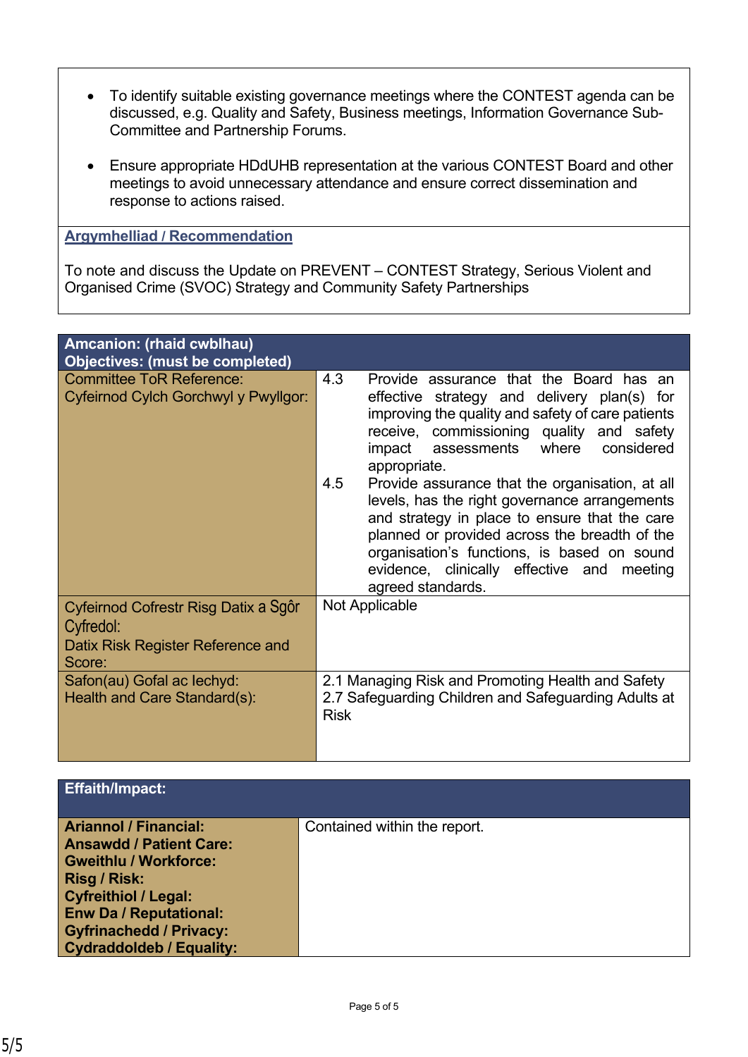- To identify suitable existing governance meetings where the CONTEST agenda can be discussed, e.g. Quality and Safety, Business meetings, Information Governance Sub-Committee and Partnership Forums.

- Ensure appropriate HDdUHB representation at the various CONTEST Board and other meetings to avoid unnecessary attendance and ensure correct dissemination and response to actions raised.

**Argymhelliad / Recommendation**

To note and discuss the Update on PREVENT – CONTEST Strategy, Serious Violent and Organised Crime (SVOC) Strategy and Community Safety Partnerships

| **Amcanion: (rhaid cwblhau)**<br>**Objectives: (must be completed)** | |
|---|---|
| Committee ToR Reference:<br>Cyfeirnod Cylch Gorchwyl y Pwyllgor: | 4.3 Provide assurance that the Board has an effective strategy and delivery plan(s) for improving the quality and safety of care patients receive, commissioning quality and safety impact assessments where considered appropriate.<br>4.5 Provide assurance that the organisation, at all levels, has the right governance arrangements and strategy in place to ensure that the care planned or provided across the breadth of the organisation's functions, is based on sound evidence, clinically effective and meeting agreed standards. |
| Cyfeirnod Cofrestr Risg Datix a Sgôr Cyfredol:<br>Datix Risk Register Reference and Score: | Not Applicable |
| Safon(au) Gofal ac Iechyd:<br>Health and Care Standard(s): | 2.1 Managing Risk and Promoting Health and Safety<br>2.7 Safeguarding Children and Safeguarding Adults at Risk |

| **Effaith/Impact:** | |
|---|---|
| **Ariannol / Financial:**<br>**Ansawdd / Patient Care:**<br>**Gweithlu / Workforce:**<br>**Risg / Risk:**<br>**Cyfreithiol / Legal:**<br>**Enw Da / Reputational:**<br>**Gyfrinachedd / Privacy:**<br>**Cydraddoldeb / Equality:** | Contained within the report. |